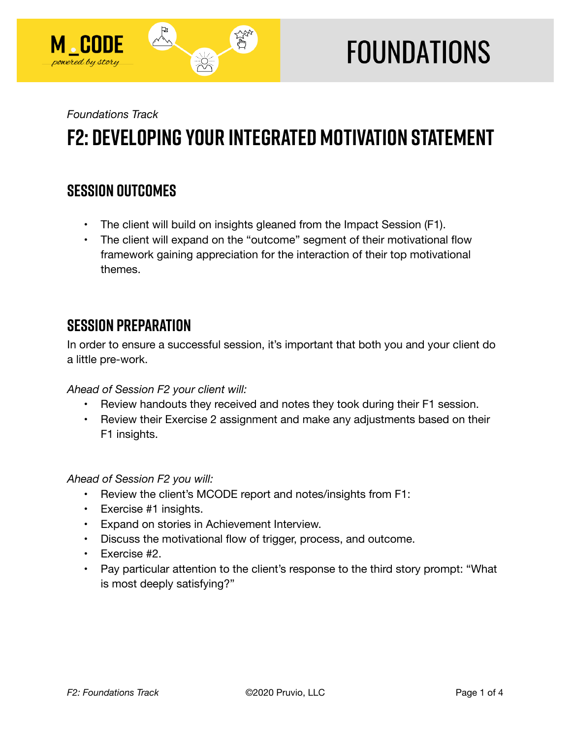# FOUNDATIONS

*Foundations Track*

# F2: Developing Your Integrated Motivation Statement

## Session Outcomes

- The client will build on insights gleaned from the Impact Session (F1).
- The client will expand on the "outcome" segment of their motivational flow framework gaining appreciation for the interaction of their top motivational themes.

## Session Preparation

In order to ensure a successful session, it's important that both you and your client do a little pre-work.

*Ahead of Session F2 your client will:*

- Review handouts they received and notes they took during their F1 session.
- Review their Exercise 2 assignment and make any adjustments based on their F1 insights.

*Ahead of Session F2 you will:*

- Review the client's MCODE report and notes/insights from F1:
- Exercise #1 insights.
- Expand on stories in Achievement Interview.
- Discuss the motivational flow of trigger, process, and outcome.
- Exercise #2.
- Pay particular attention to the client's response to the third story prompt: "What is most deeply satisfying?"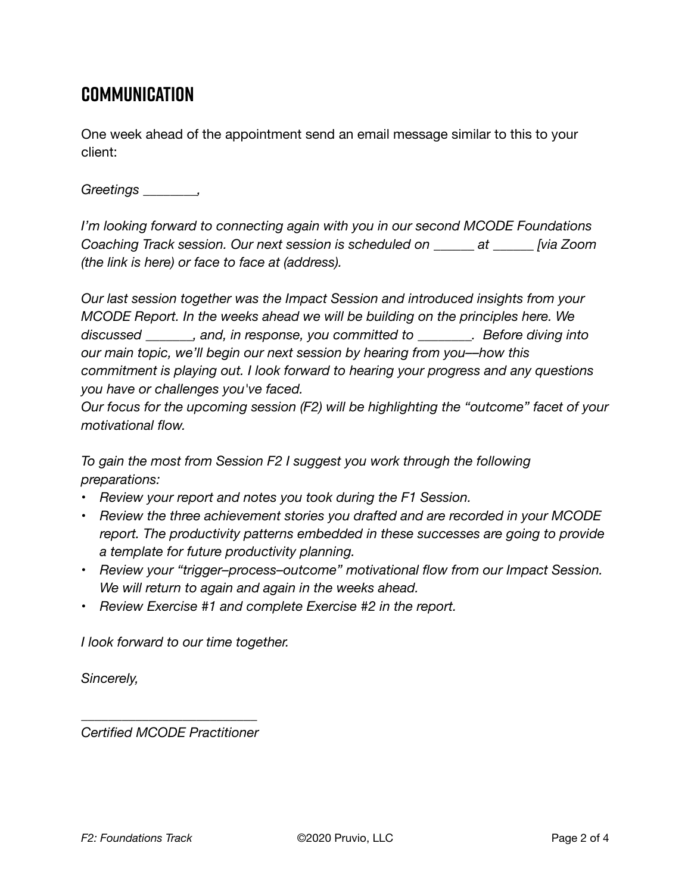## COMMUNICATION

One week ahead of the appointment send an email message similar to this to your client:

*Greetings ________,*

*I'm looking forward to connecting again with you in our second MCODE Foundations Coaching Track session. Our next session is scheduled on ______ at ______ [via Zoom (the link is here) or face to face at (address).*

*Our last session together was the Impact Session and introduced insights from your MCODE Report. In the weeks ahead we will be building on the principles here. We discussed _______, and, in response, you committed to ________. Before diving into our main topic, we'll begin our next session by hearing from you––how this commitment is playing out. I look forward to hearing your progress and any questions you have or challenges you've faced.*
*Our focus for the upcoming session (F2) will be highlighting the "outcome" facet of your motivational flow.*

*To gain the most from Session F2 I suggest you work through the following preparations:*

- *Review your report and notes you took during the F1 Session.*
- *Review the three achievement stories you drafted and are recorded in your MCODE report. The productivity patterns embedded in these successes are going to provide a template for future productivity planning.*
- *Review your "trigger–process–outcome" motivational flow from our Impact Session. We will return to again and again in the weeks ahead.*
- *Review Exercise #1 and complete Exercise #2 in the report.*

*I look forward to our time together.*

*Sincerely,*

*__________________________*
*Certified MCODE Practitioner*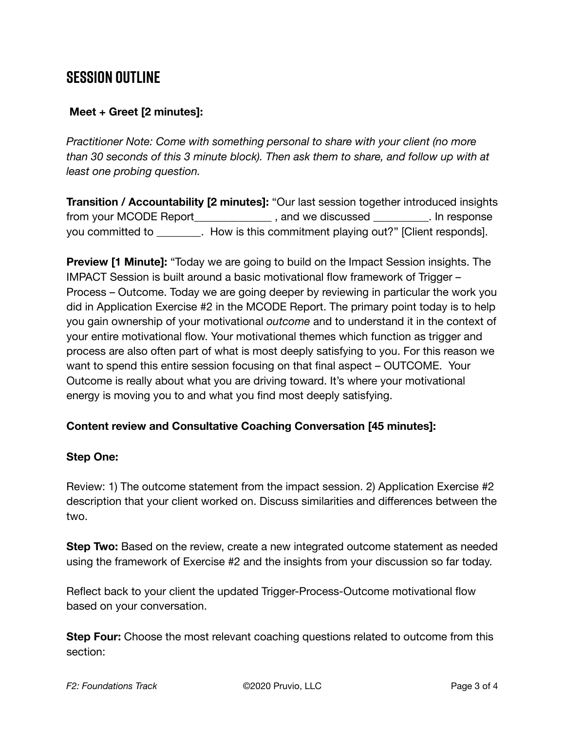# SESSION OUTLINE

**Meet + Greet [2 minutes]:**

*Practitioner Note: Come with something personal to share with your client (no more than 30 seconds of this 3 minute block). Then ask them to share, and follow up with at least one probing question.*

**Transition / Accountability [2 minutes]:** "Our last session together introduced insights from your MCODE Report_____________ , and we discussed _________. In response you committed to ________.  How is this commitment playing out?" [Client responds].

**Preview [1 Minute]:** "Today we are going to build on the Impact Session insights. The IMPACT Session is built around a basic motivational flow framework of Trigger – Process – Outcome. Today we are going deeper by reviewing in particular the work you did in Application Exercise #2 in the MCODE Report. The primary point today is to help you gain ownership of your motivational *outcome* and to understand it in the context of your entire motivational flow. Your motivational themes which function as trigger and process are also often part of what is most deeply satisfying to you. For this reason we want to spend this entire session focusing on that final aspect – OUTCOME.  Your Outcome is really about what you are driving toward. It's where your motivational energy is moving you to and what you find most deeply satisfying.

**Content review and Consultative Coaching Conversation [45 minutes]:**

**Step One:**

Review: 1) The outcome statement from the impact session. 2) Application Exercise #2 description that your client worked on. Discuss similarities and differences between the two.

**Step Two:** Based on the review, create a new integrated outcome statement as needed using the framework of Exercise #2 and the insights from your discussion so far today.

Reflect back to your client the updated Trigger-Process-Outcome motivational flow based on your conversation.

**Step Four:** Choose the most relevant coaching questions related to outcome from this section: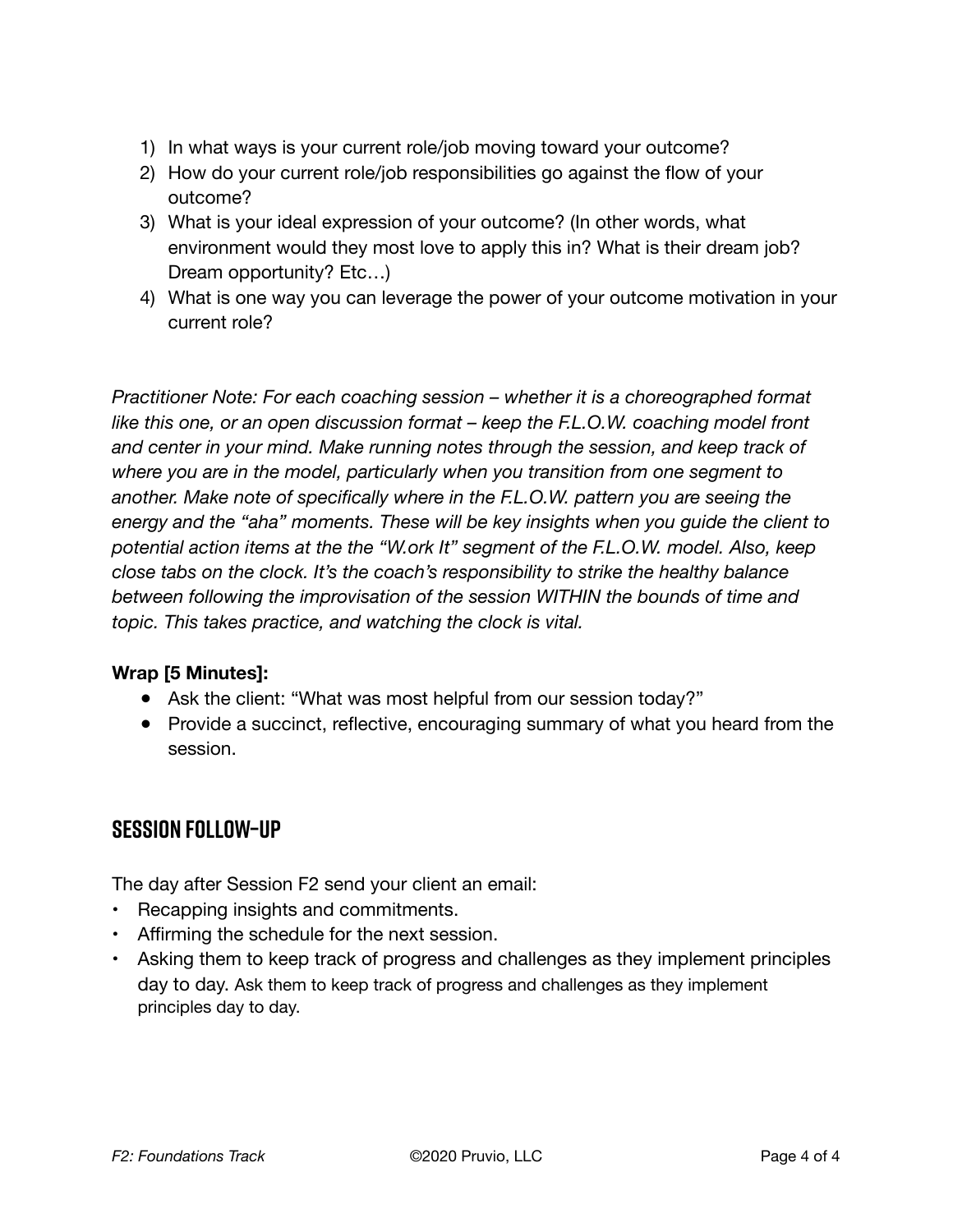1) In what ways is your current role/job moving toward your outcome?
2) How do your current role/job responsibilities go against the flow of your outcome?
3) What is your ideal expression of your outcome? (In other words, what environment would they most love to apply this in? What is their dream job? Dream opportunity? Etc…)
4) What is one way you can leverage the power of your outcome motivation in your current role?

*Practitioner Note: For each coaching session – whether it is a choreographed format like this one, or an open discussion format – keep the F.L.O.W. coaching model front and center in your mind. Make running notes through the session, and keep track of where you are in the model, particularly when you transition from one segment to another. Make note of specifically where in the F.L.O.W. pattern you are seeing the energy and the "aha" moments. These will be key insights when you guide the client to potential action items at the the "W.ork It" segment of the F.L.O.W. model. Also, keep close tabs on the clock. It's the coach's responsibility to strike the healthy balance between following the improvisation of the session WITHIN the bounds of time and topic. This takes practice, and watching the clock is vital.*

**Wrap [5 Minutes]:**

- Ask the client: "What was most helpful from our session today?"
- Provide a succinct, reflective, encouraging summary of what you heard from the session.

## Session Follow-Up

The day after Session F2 send your client an email:

- Recapping insights and commitments.
- Affirming the schedule for the next session.
- Asking them to keep track of progress and challenges as they implement principles day to day. Ask them to keep track of progress and challenges as they implement principles day to day.